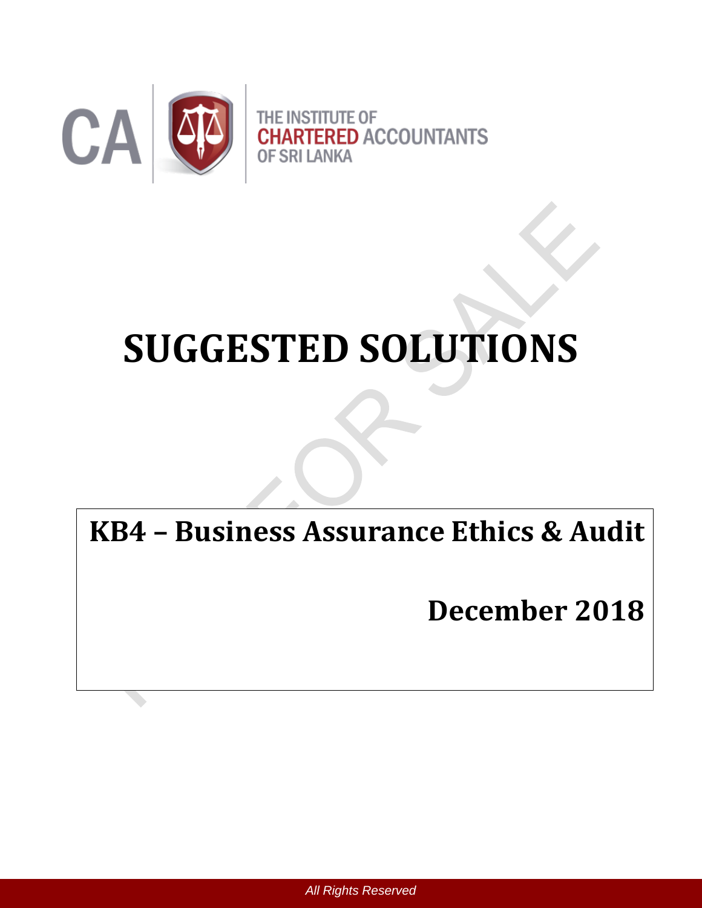THE INSTITUTE OF CHARTERED ACCOUNTANTS OF SRI LANKA

# SUGGESTED SOLUTIONS

## KB4 – Business Assurance Ethics & Audit

## December 2018

All Rights Reserved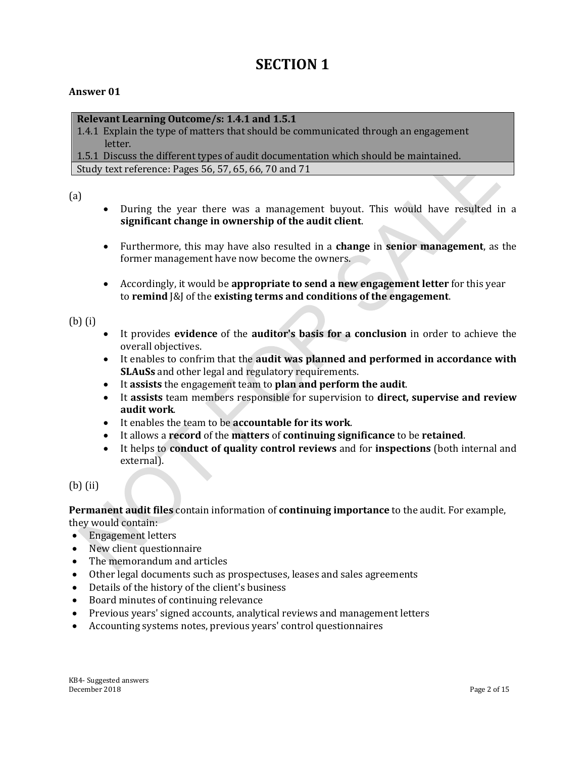# SECTION 1

**Answer 01**

| **Relevant Learning Outcome/s: 1.4.1 and 1.5.1** |
| --- |
| 1.4.1 Explain the type of matters that should be communicated through an engagement letter. |
| 1.5.1 Discuss the different types of audit documentation which should be maintained. |
| Study text reference: Pages 56, 57, 65, 66, 70 and 71 |

(a)

- During the year there was a management buyout. This would have resulted in a **significant change in ownership of the audit client**.
- Furthermore, this may have also resulted in a **change** in **senior management**, as the former management have now become the owners.
- Accordingly, it would be **appropriate to send a new engagement letter** for this year to **remind** J&J of the **existing terms and conditions of the engagement**.

(b) (i)

- It provides **evidence** of the **auditor's basis for a conclusion** in order to achieve the overall objectives.
- It enables to confirm that the **audit was planned and performed in accordance with SLAuSs** and other legal and regulatory requirements.
- It **assists** the engagement team to **plan and perform the audit**.
- It **assists** team members responsible for supervision to **direct, supervise and review audit work**.
- It enables the team to be **accountable for its work**.
- It allows a **record** of the **matters** of **continuing significance** to be **retained**.
- It helps to **conduct of quality control reviews** and for **inspections** (both internal and external).

(b) (ii)

**Permanent audit files** contain information of **continuing importance** to the audit. For example, they would contain:

- Engagement letters
- New client questionnaire
- The memorandum and articles
- Other legal documents such as prospectuses, leases and sales agreements
- Details of the history of the client's business
- Board minutes of continuing relevance
- Previous years' signed accounts, analytical reviews and management letters
- Accounting systems notes, previous years' control questionnaires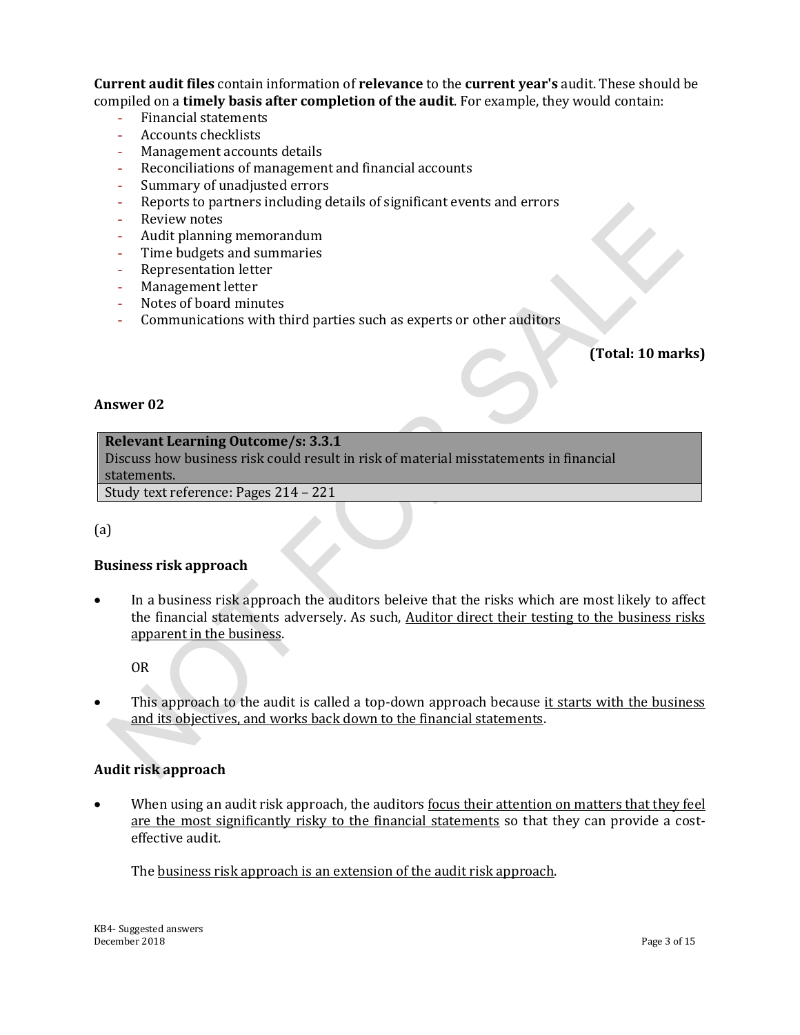**Current audit files** contain information of **relevance** to the **current year's** audit. These should be compiled on a **timely basis after completion of the audit**. For example, they would contain:

- Financial statements
- Accounts checklists
- Management accounts details
- Reconciliations of management and financial accounts
- Summary of unadjusted errors
- Reports to partners including details of significant events and errors
- Review notes
- Audit planning memorandum
- Time budgets and summaries
- Representation letter
- Management letter
- Notes of board minutes
- Communications with third parties such as experts or other auditors

**(Total: 10 marks)**

### Answer 02

| **Relevant Learning Outcome/s: 3.3.1** Discuss how business risk could result in risk of material misstatements in financial statements. |
|---|
| Study text reference: Pages 214 – 221 |

(a)

**Business risk approach**

- In a business risk approach the auditors beleive that the risks which are most likely to affect the financial statements adversely. As such, <u>Auditor direct their testing to the business risks apparent in the business</u>.

  OR

- This approach to the audit is called a top-down approach because <u>it starts with the business and its objectives, and works back down to the financial statements</u>.

**Audit risk approach**

- When using an audit risk approach, the auditors <u>focus their attention on matters that they feel are the most significantly risky to the financial statements</u> so that they can provide a cost-effective audit.

  The <u>business risk approach is an extension of the audit risk approach</u>.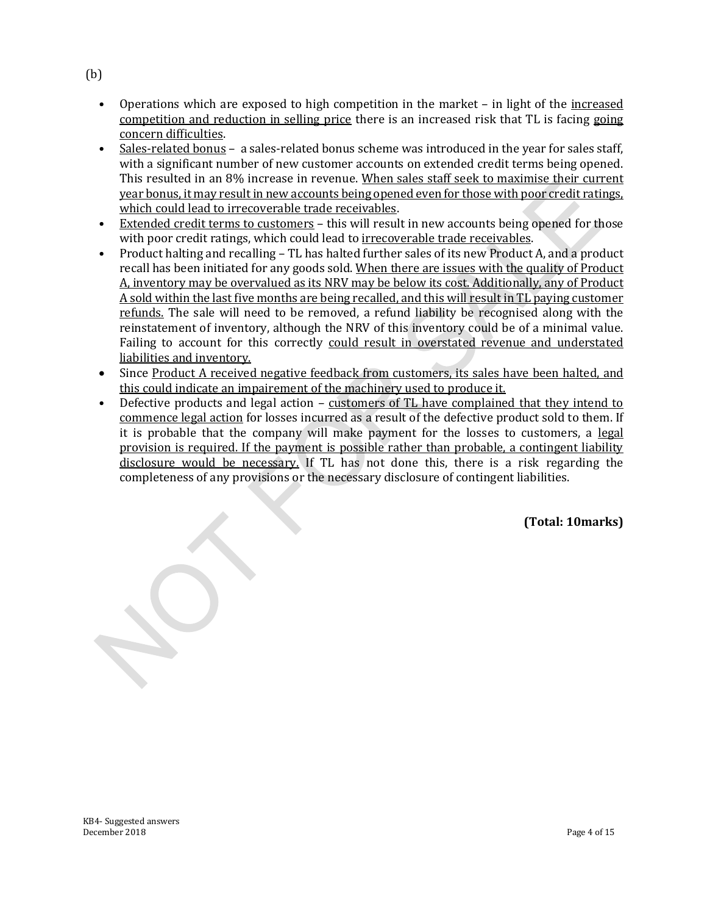(b)

- Operations which are exposed to high competition in the market – in light of the <u>increased competition and reduction in selling price</u> there is an increased risk that TL is facing <u>going concern difficulties</u>.
- <u>Sales-related bonus</u> – a sales-related bonus scheme was introduced in the year for sales staff, with a significant number of new customer accounts on extended credit terms being opened. This resulted in an 8% increase in revenue. <u>When sales staff seek to maximise their current year bonus, it may result in new accounts being opened even for those with poor credit ratings, which could lead to irrecoverable trade receivables</u>.
- <u>Extended credit terms to customers</u> – this will result in new accounts being opened for those with poor credit ratings, which could lead to <u>irrecoverable trade receivables</u>.
- Product halting and recalling – TL has halted further sales of its new Product A, and a product recall has been initiated for any goods sold. <u>When there are issues with the quality of Product A, inventory may be overvalued as its NRV may be below its cost. Additionally, any of Product A sold within the last five months are being recalled, and this will result in TL paying customer refunds.</u> The sale will need to be removed, a refund liability be recognised along with the reinstatement of inventory, although the NRV of this inventory could be of a minimal value. Failing to account for this correctly <u>could result in overstated revenue and understated liabilities and inventory.</u>
- Since <u>Product A received negative feedback from customers, its sales have been halted, and this could indicate an impairement of the machinery used to produce it.</u>
- Defective products and legal action – <u>customers of TL have complained that they intend to commence legal action</u> for losses incurred as a result of the defective product sold to them. If it is probable that the company will make payment for the losses to customers, a <u>legal provision is required. If the payment is possible rather than probable, a contingent liability disclosure would be necessary.</u> If TL has not done this, there is a risk regarding the completeness of any provisions or the necessary disclosure of contingent liabilities.

**(Total: 10marks)**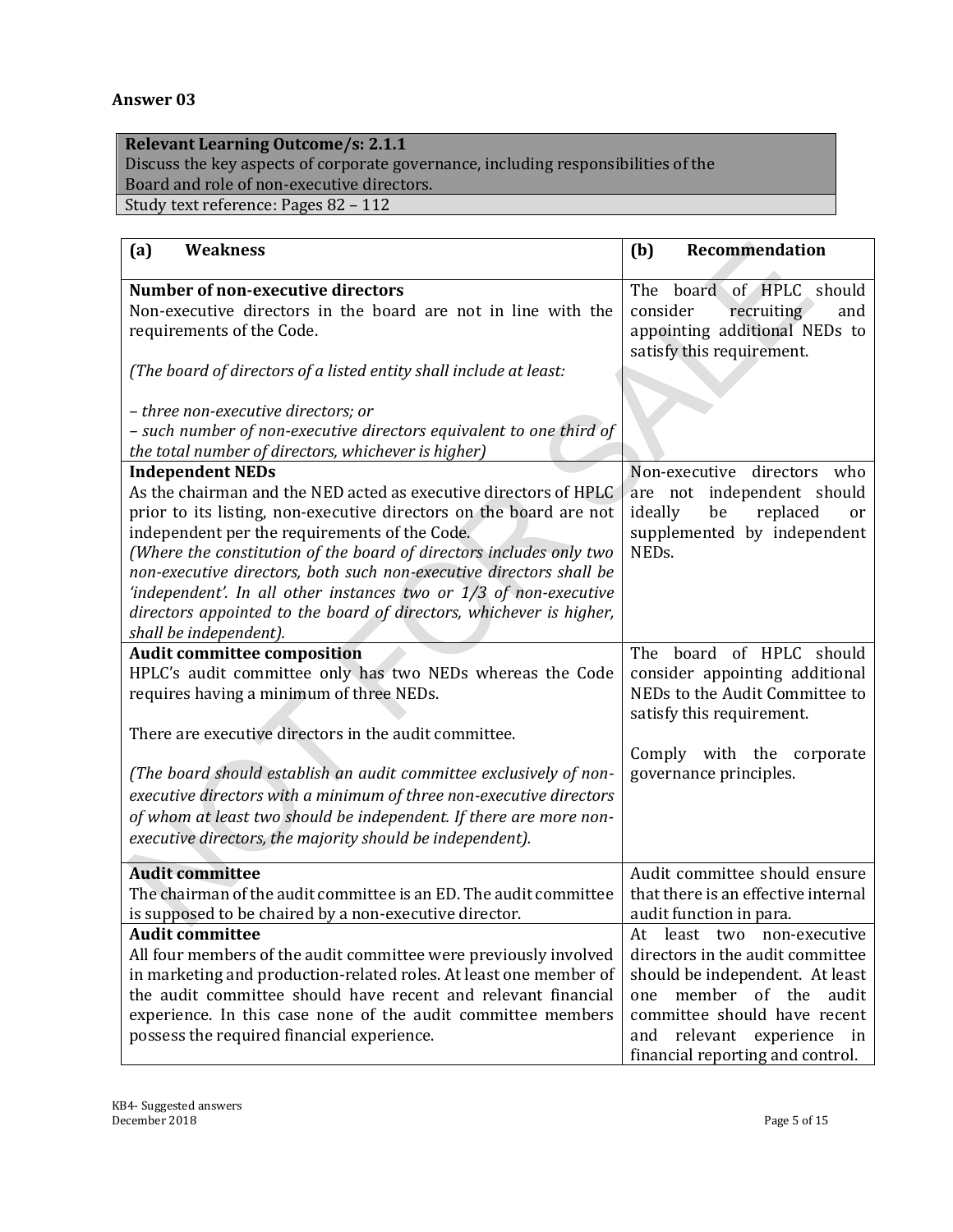## Answer 03

| Relevant Learning Outcome/s: 2.1.1 |
|---|
| Discuss the key aspects of corporate governance, including responsibilities of the Board and role of non-executive directors. |
| Study text reference: Pages 82 – 112 |

| (a) Weakness | (b) Recommendation |
|---|---|
| **Number of non-executive directors**<br>Non-executive directors in the board are not in line with the requirements of the Code.<br><br>*(The board of directors of a listed entity shall include at least:*<br><br>*– three non-executive directors; or*<br>*– such number of non-executive directors equivalent to one third of the total number of directors, whichever is higher)* | The board of HPLC should consider recruiting and appointing additional NEDs to satisfy this requirement. |
| **Independent NEDs**<br>As the chairman and the NED acted as executive directors of HPLC prior to its listing, non-executive directors on the board are not independent per the requirements of the Code.<br>*(Where the constitution of the board of directors includes only two non-executive directors, both such non-executive directors shall be 'independent'. In all other instances two or 1/3 of non-executive directors appointed to the board of directors, whichever is higher, shall be independent).* | Non-executive directors who are not independent should ideally be replaced or supplemented by independent NEDs. |
| **Audit committee composition**<br>HPLC's audit committee only has two NEDs whereas the Code requires having a minimum of three NEDs.<br><br>There are executive directors in the audit committee.<br><br>*(The board should establish an audit committee exclusively of non-executive directors with a minimum of three non-executive directors of whom at least two should be independent. If there are more non-executive directors, the majority should be independent).* | The board of HPLC should consider appointing additional NEDs to the Audit Committee to satisfy this requirement.<br><br>Comply with the corporate governance principles. |
| **Audit committee**<br>The chairman of the audit committee is an ED. The audit committee is supposed to be chaired by a non-executive director. | Audit committee should ensure that there is an effective internal audit function in para. |
| **Audit committee**<br>All four members of the audit committee were previously involved in marketing and production-related roles. At least one member of the audit committee should have recent and relevant financial experience. In this case none of the audit committee members possess the required financial experience. | At least two non-executive directors in the audit committee should be independent. At least one member of the audit committee should have recent and relevant experience in financial reporting and control. |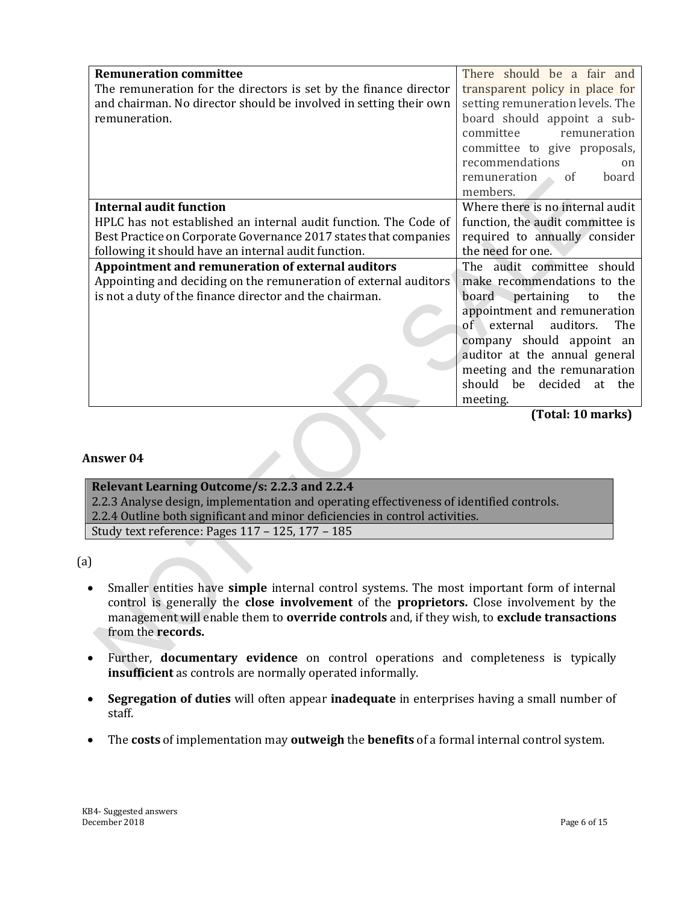| | |
|---|---|
| **Remuneration committee**<br>The remuneration for the directors is set by the finance director and chairman. No director should be involved in setting their own remuneration. | There should be a fair and transparent policy in place for setting remuneration levels. The board should appoint a sub-committee remuneration committee to give proposals, recommendations on remuneration of board members. |
| **Internal audit function**<br>HPLC has not established an internal audit function. The Code of Best Practice on Corporate Governance 2017 states that companies following it should have an internal audit function. | Where there is no internal audit function, the audit committee is required to annually consider the need for one. |
| **Appointment and remuneration of external auditors**<br>Appointing and deciding on the remuneration of external auditors is not a duty of the finance director and the chairman. | The audit committee should make recommendations to the board pertaining to the appointment and remuneration of external auditors. The company should appoint an auditor at the annual general meeting and the remunaration should be decided at the meeting. |

**(Total: 10 marks)**

### Answer 04

| **Relevant Learning Outcome/s: 2.2.3 and 2.2.4** |
|---|
| 2.2.3 Analyse design, implementation and operating effectiveness of identified controls. |
| 2.2.4 Outline both significant and minor deficiencies in control activities. |
| Study text reference: Pages 117 – 125, 177 – 185 |

(a)

- Smaller entities have **simple** internal control systems. The most important form of internal control is generally the **close involvement** of the **proprietors.** Close involvement by the management will enable them to **override controls** and, if they wish, to **exclude transactions** from the **records.**

- Further, **documentary evidence** on control operations and completeness is typically **insufficient** as controls are normally operated informally.

- **Segregation of duties** will often appear **inadequate** in enterprises having a small number of staff.

- The **costs** of implementation may **outweigh** the **benefits** of a formal internal control system.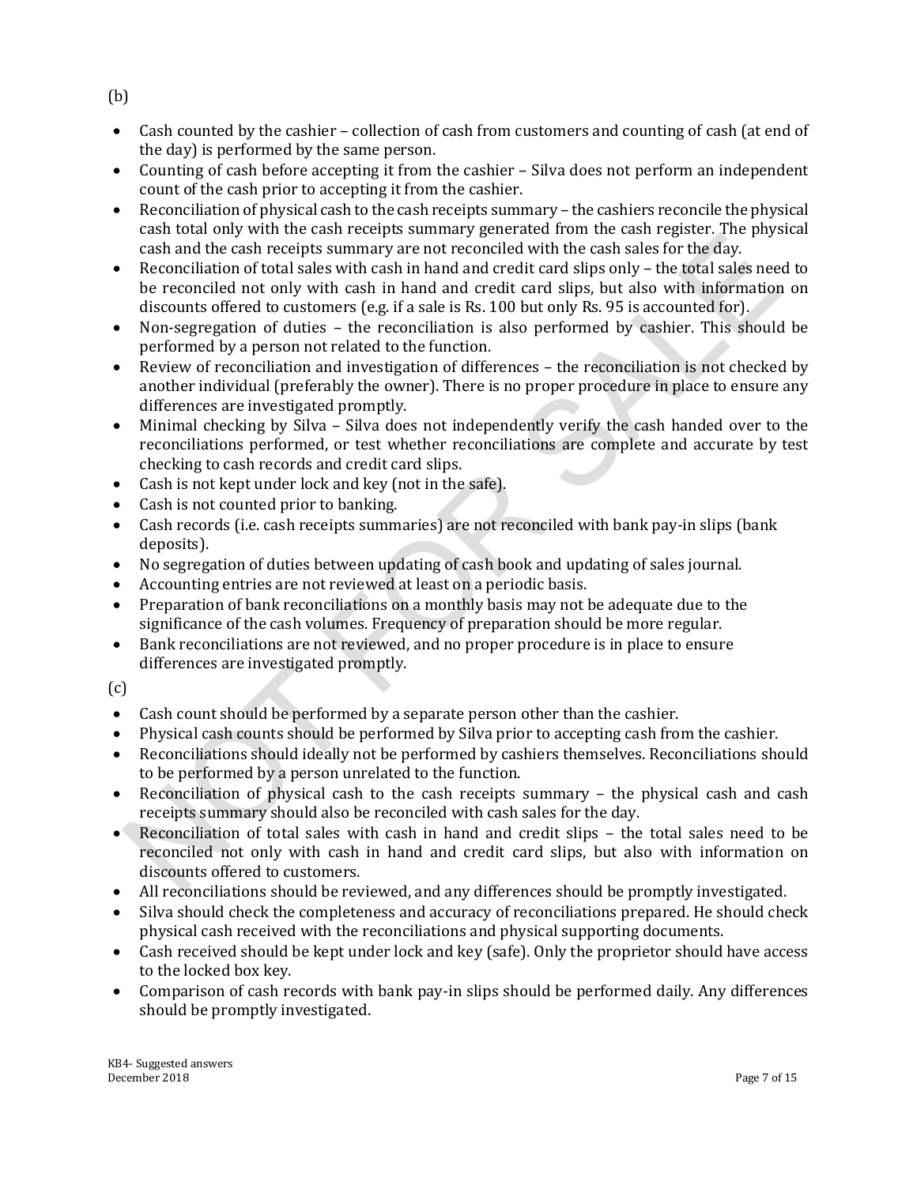(b)

- Cash counted by the cashier – collection of cash from customers and counting of cash (at end of the day) is performed by the same person.
- Counting of cash before accepting it from the cashier – Silva does not perform an independent count of the cash prior to accepting it from the cashier.
- Reconciliation of physical cash to the cash receipts summary – the cashiers reconcile the physical cash total only with the cash receipts summary generated from the cash register. The physical cash and the cash receipts summary are not reconciled with the cash sales for the day.
- Reconciliation of total sales with cash in hand and credit card slips only – the total sales need to be reconciled not only with cash in hand and credit card slips, but also with information on discounts offered to customers (e.g. if a sale is Rs. 100 but only Rs. 95 is accounted for).
- Non-segregation of duties – the reconciliation is also performed by cashier. This should be performed by a person not related to the function.
- Review of reconciliation and investigation of differences – the reconciliation is not checked by another individual (preferably the owner). There is no proper procedure in place to ensure any differences are investigated promptly.
- Minimal checking by Silva – Silva does not independently verify the cash handed over to the reconciliations performed, or test whether reconciliations are complete and accurate by test checking to cash records and credit card slips.
- Cash is not kept under lock and key (not in the safe).
- Cash is not counted prior to banking.
- Cash records (i.e. cash receipts summaries) are not reconciled with bank pay-in slips (bank deposits).
- No segregation of duties between updating of cash book and updating of sales journal.
- Accounting entries are not reviewed at least on a periodic basis.
- Preparation of bank reconciliations on a monthly basis may not be adequate due to the significance of the cash volumes. Frequency of preparation should be more regular.
- Bank reconciliations are not reviewed, and no proper procedure is in place to ensure differences are investigated promptly.

(c)

- Cash count should be performed by a separate person other than the cashier.
- Physical cash counts should be performed by Silva prior to accepting cash from the cashier.
- Reconciliations should ideally not be performed by cashiers themselves. Reconciliations should to be performed by a person unrelated to the function.
- Reconciliation of physical cash to the cash receipts summary – the physical cash and cash receipts summary should also be reconciled with cash sales for the day.
- Reconciliation of total sales with cash in hand and credit slips – the total sales need to be reconciled not only with cash in hand and credit card slips, but also with information on discounts offered to customers.
- All reconciliations should be reviewed, and any differences should be promptly investigated.
- Silva should check the completeness and accuracy of reconciliations prepared. He should check physical cash received with the reconciliations and physical supporting documents.
- Cash received should be kept under lock and key (safe). Only the proprietor should have access to the locked box key.
- Comparison of cash records with bank pay-in slips should be performed daily. Any differences should be promptly investigated.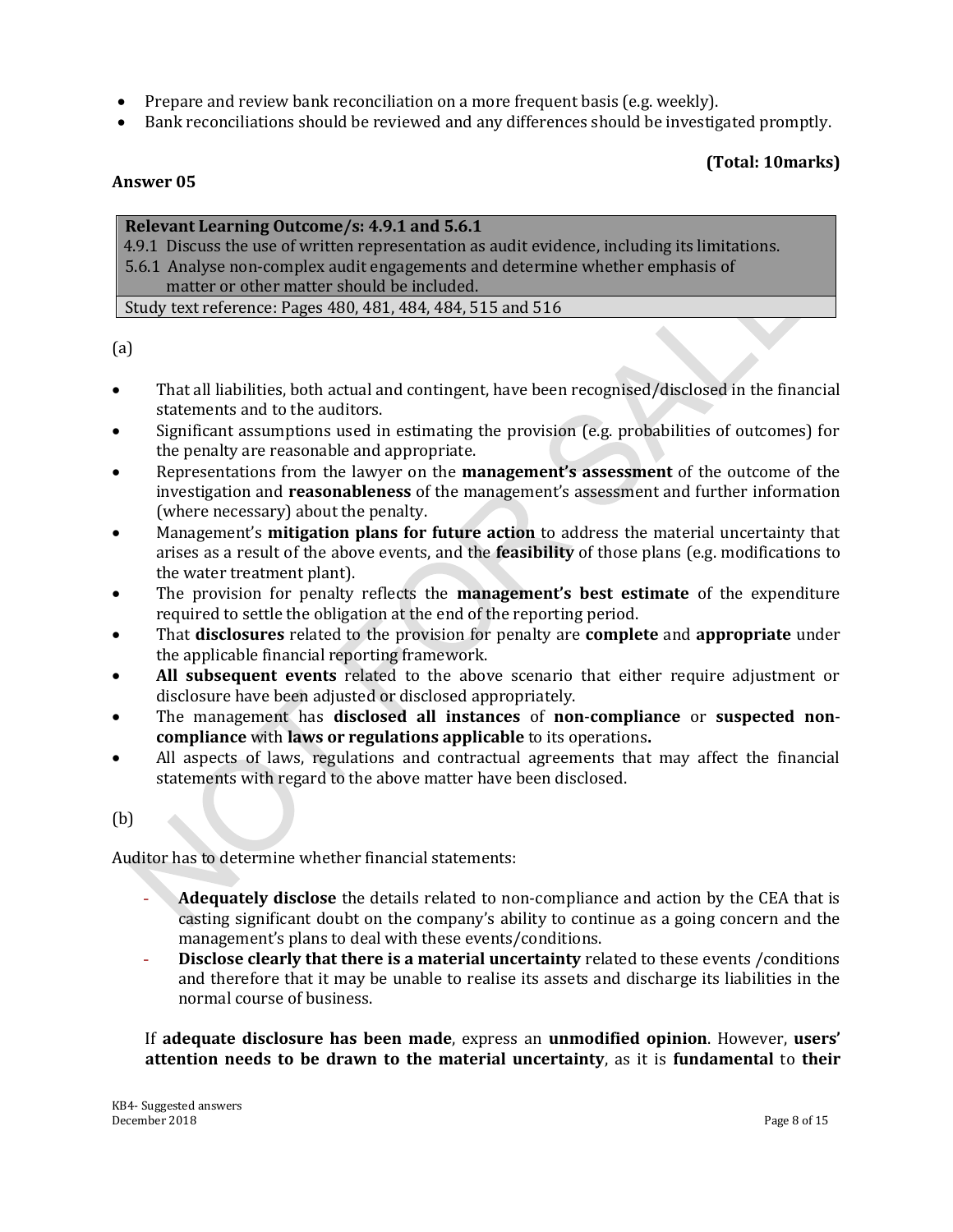- Prepare and review bank reconciliation on a more frequent basis (e.g. weekly).
- Bank reconciliations should be reviewed and any differences should be investigated promptly.

**(Total: 10marks)**

**Answer 05**

| **Relevant Learning Outcome/s: 4.9.1 and 5.6.1**<br>4.9.1 Discuss the use of written representation as audit evidence, including its limitations.<br>5.6.1 Analyse non-complex audit engagements and determine whether emphasis of matter or other matter should be included. |
|---|
| Study text reference: Pages 480, 481, 484, 484, 515 and 516 |

(a)

- That all liabilities, both actual and contingent, have been recognised/disclosed in the financial statements and to the auditors.
- Significant assumptions used in estimating the provision (e.g. probabilities of outcomes) for the penalty are reasonable and appropriate.
- Representations from the lawyer on the **management's assessment** of the outcome of the investigation and **reasonableness** of the management's assessment and further information (where necessary) about the penalty.
- Management's **mitigation plans for future action** to address the material uncertainty that arises as a result of the above events, and the **feasibility** of those plans (e.g. modifications to the water treatment plant).
- The provision for penalty reflects the **management's best estimate** of the expenditure required to settle the obligation at the end of the reporting period.
- That **disclosures** related to the provision for penalty are **complete** and **appropriate** under the applicable financial reporting framework.
- **All subsequent events** related to the above scenario that either require adjustment or disclosure have been adjusted or disclosed appropriately.
- The management has **disclosed all instances** of **non-compliance** or **suspected non-compliance** with **laws or regulations applicable** to its operations**.**
- All aspects of laws, regulations and contractual agreements that may affect the financial statements with regard to the above matter have been disclosed.

(b)

Auditor has to determine whether financial statements:

- **Adequately disclose** the details related to non-compliance and action by the CEA that is casting significant doubt on the company's ability to continue as a going concern and the management's plans to deal with these events/conditions.
- **Disclose clearly that there is a material uncertainty** related to these events /conditions and therefore that it may be unable to realise its assets and discharge its liabilities in the normal course of business.

If **adequate disclosure has been made**, express an **unmodified opinion**. However, **users' attention needs to be drawn to the material uncertainty**, as it is **fundamental** to **their**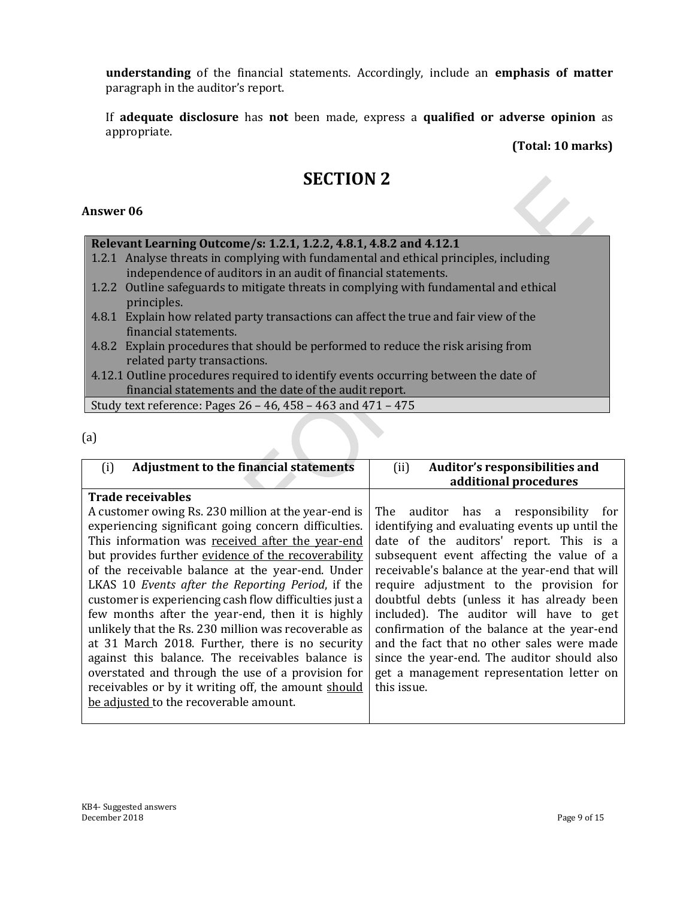**understanding** of the financial statements. Accordingly, include an **emphasis of matter** paragraph in the auditor's report.

If **adequate disclosure** has **not** been made, express a **qualified or adverse opinion** as appropriate.

**(Total: 10 marks)**

# SECTION 2

**Answer 06**

| **Relevant Learning Outcome/s: 1.2.1, 1.2.2, 4.8.1, 4.8.2 and 4.12.1** |
|---|
| 1.2.1 Analyse threats in complying with fundamental and ethical principles, including independence of auditors in an audit of financial statements.<br>1.2.2 Outline safeguards to mitigate threats in complying with fundamental and ethical principles.<br>4.8.1 Explain how related party transactions can affect the true and fair view of the financial statements.<br>4.8.2 Explain procedures that should be performed to reduce the risk arising from related party transactions.<br>4.12.1 Outline procedures required to identify events occurring between the date of financial statements and the date of the audit report. |
| Study text reference: Pages 26 – 46, 458 – 463 and 471 – 475 |

(a)

| (i) **Adjustment to the financial statements** | (ii) **Auditor's responsibilities and additional procedures** |
|---|---|
| **Trade receivables**<br>A customer owing Rs. 230 million at the year-end is experiencing significant going concern difficulties. This information was received after the year-end but provides further evidence of the recoverability of the receivable balance at the year-end. Under LKAS 10 *Events after the Reporting Period*, if the customer is experiencing cash flow difficulties just a few months after the year-end, then it is highly unlikely that the Rs. 230 million was recoverable as at 31 March 2018. Further, there is no security against this balance. The receivables balance is overstated and through the use of a provision for receivables or by it writing off, the amount should be adjusted to the recoverable amount. | The auditor has a responsibility for identifying and evaluating events up until the date of the auditors' report. This is a subsequent event affecting the value of a receivable's balance at the year-end that will require adjustment to the provision for doubtful debts (unless it has already been included). The auditor will have to get confirmation of the balance at the year-end and the fact that no other sales were made since the year-end. The auditor should also get a management representation letter on this issue. |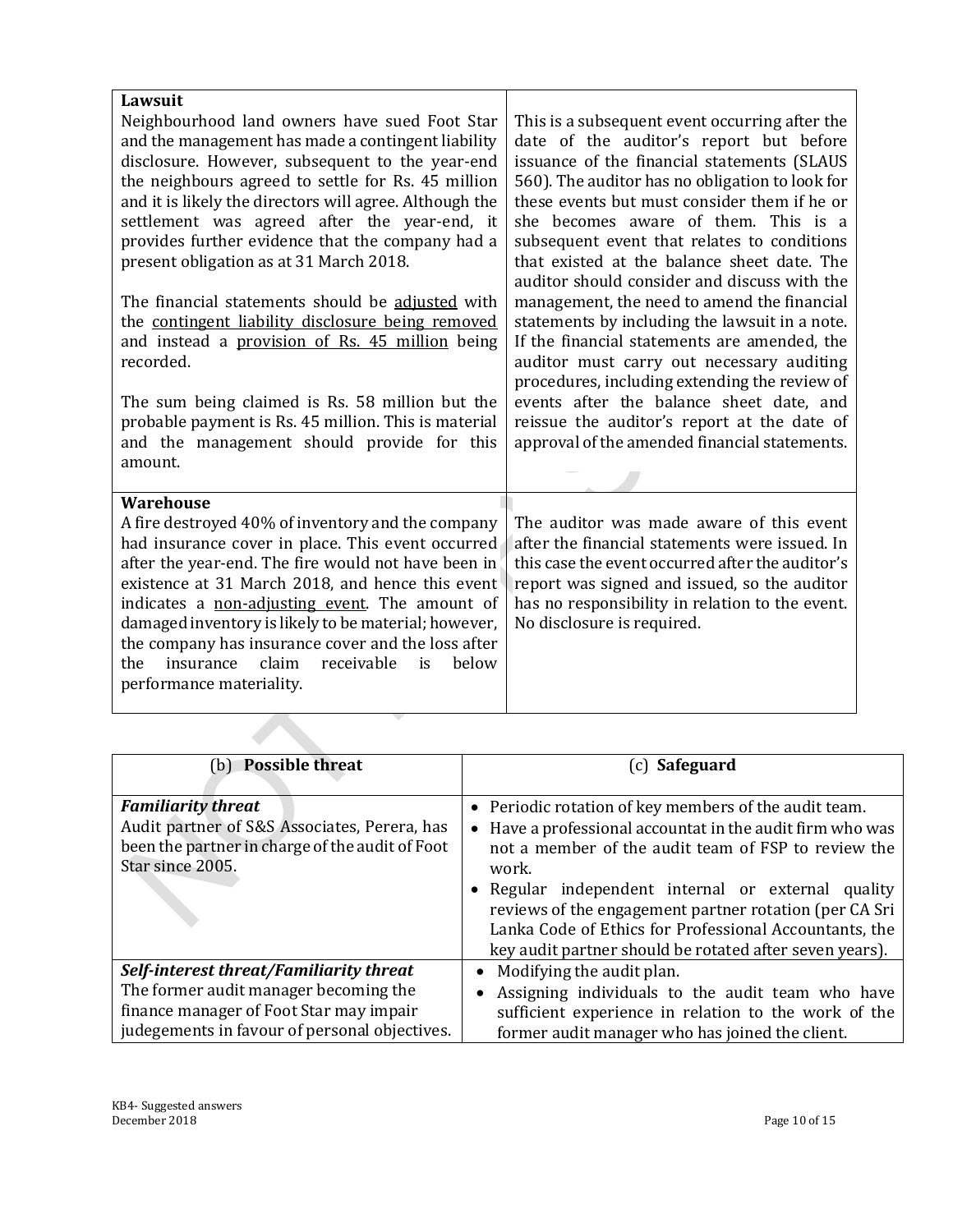| | |
|---|---|
| **Lawsuit**<br>Neighbourhood land owners have sued Foot Star and the management has made a contingent liability disclosure. However, subsequent to the year-end the neighbours agreed to settle for Rs. 45 million and it is likely the directors will agree. Although the settlement was agreed after the year-end, it provides further evidence that the company had a present obligation as at 31 March 2018.<br><br>The financial statements should be <u>adjusted</u> with the <u>contingent liability disclosure being removed</u> and instead a <u>provision of Rs. 45 million</u> being recorded.<br><br>The sum being claimed is Rs. 58 million but the probable payment is Rs. 45 million. This is material and the management should provide for this amount. | This is a subsequent event occurring after the date of the auditor's report but before issuance of the financial statements (SLAUS 560). The auditor has no obligation to look for these events but must consider them if he or she becomes aware of them. This is a subsequent event that relates to conditions that existed at the balance sheet date. The auditor should consider and discuss with the management, the need to amend the financial statements by including the lawsuit in a note. If the financial statements are amended, the auditor must carry out necessary auditing procedures, including extending the review of events after the balance sheet date, and reissue the auditor's report at the date of approval of the amended financial statements. |
| **Warehouse**<br>A fire destroyed 40% of inventory and the company had insurance cover in place. This event occurred after the year-end. The fire would not have been in existence at 31 March 2018, and hence this event indicates a <u>non-adjusting event</u>. The amount of damaged inventory is likely to be material; however, the company has insurance cover and the loss after the insurance claim receivable is below performance materiality. | The auditor was made aware of this event after the financial statements were issued. In this case the event occurred after the auditor's report was signed and issued, so the auditor has no responsibility in relation to the event. No disclosure is required. |

| (b) **Possible threat** | (c) **Safeguard** |
|---|---|
| ***Familiarity threat***<br>Audit partner of S&S Associates, Perera, has been the partner in charge of the audit of Foot Star since 2005. | • Periodic rotation of key members of the audit team.<br>• Have a professional accountat in the audit firm who was not a member of the audit team of FSP to review the work.<br>• Regular independent internal or external quality reviews of the engagement partner rotation (per CA Sri Lanka Code of Ethics for Professional Accountants, the key audit partner should be rotated after seven years). |
| ***Self-interest threat/Familiarity threat***<br>The former audit manager becoming the finance manager of Foot Star may impair judegements in favour of personal objectives. | • Modifying the audit plan.<br>• Assigning individuals to the audit team who have sufficient experience in relation to the work of the former audit manager who has joined the client. |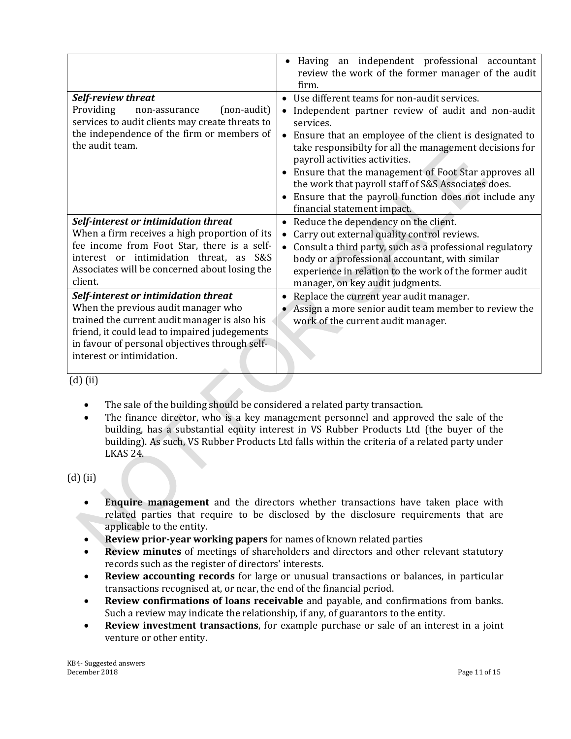| | |
|---|---|
| | • Having an independent professional accountant review the work of the former manager of the audit firm. |
| ***Self-review threat***<br>Providing non-assurance (non-audit) services to audit clients may create threats to the independence of the firm or members of the audit team. | • Use different teams for non-audit services.<br>• Independent partner review of audit and non-audit services.<br>• Ensure that an employee of the client is designated to take responsibilty for all the management decisions for payroll activities activities.<br>• Ensure that the management of Foot Star approves all the work that payroll staff of S&S Associates does.<br>• Ensure that the payroll function does not include any financial statement impact. |
| ***Self-interest or intimidation threat***<br>When a firm receives a high proportion of its fee income from Foot Star, there is a self-interest or intimidation threat, as S&S Associates will be concerned about losing the client. | • Reduce the dependency on the client.<br>• Carry out external quality control reviews.<br>• Consult a third party, such as a professional regulatory body or a professional accountant, with similar experience in relation to the work of the former audit manager, on key audit judgments. |
| ***Self-interest or intimidation threat***<br>When the previous audit manager who trained the current audit manager is also his friend, it could lead to impaired judegements in favour of personal objectives through self-interest or intimidation. | • Replace the current year audit manager.<br>• Assign a more senior audit team member to review the work of the current audit manager. |

(d) (ii)

- The sale of the building should be considered a related party transaction.
- The finance director, who is a key management personnel and approved the sale of the building, has a substantial equity interest in VS Rubber Products Ltd (the buyer of the building). As such, VS Rubber Products Ltd falls within the criteria of a related party under LKAS 24.

(d) (ii)

- **Enquire management** and the directors whether transactions have taken place with related parties that require to be disclosed by the disclosure requirements that are applicable to the entity.
- **Review prior-year working papers** for names of known related parties
- **Review minutes** of meetings of shareholders and directors and other relevant statutory records such as the register of directors' interests.
- **Review accounting records** for large or unusual transactions or balances, in particular transactions recognised at, or near, the end of the financial period.
- **Review confirmations of loans receivable** and payable, and confirmations from banks. Such a review may indicate the relationship, if any, of guarantors to the entity.
- **Review investment transactions**, for example purchase or sale of an interest in a joint venture or other entity.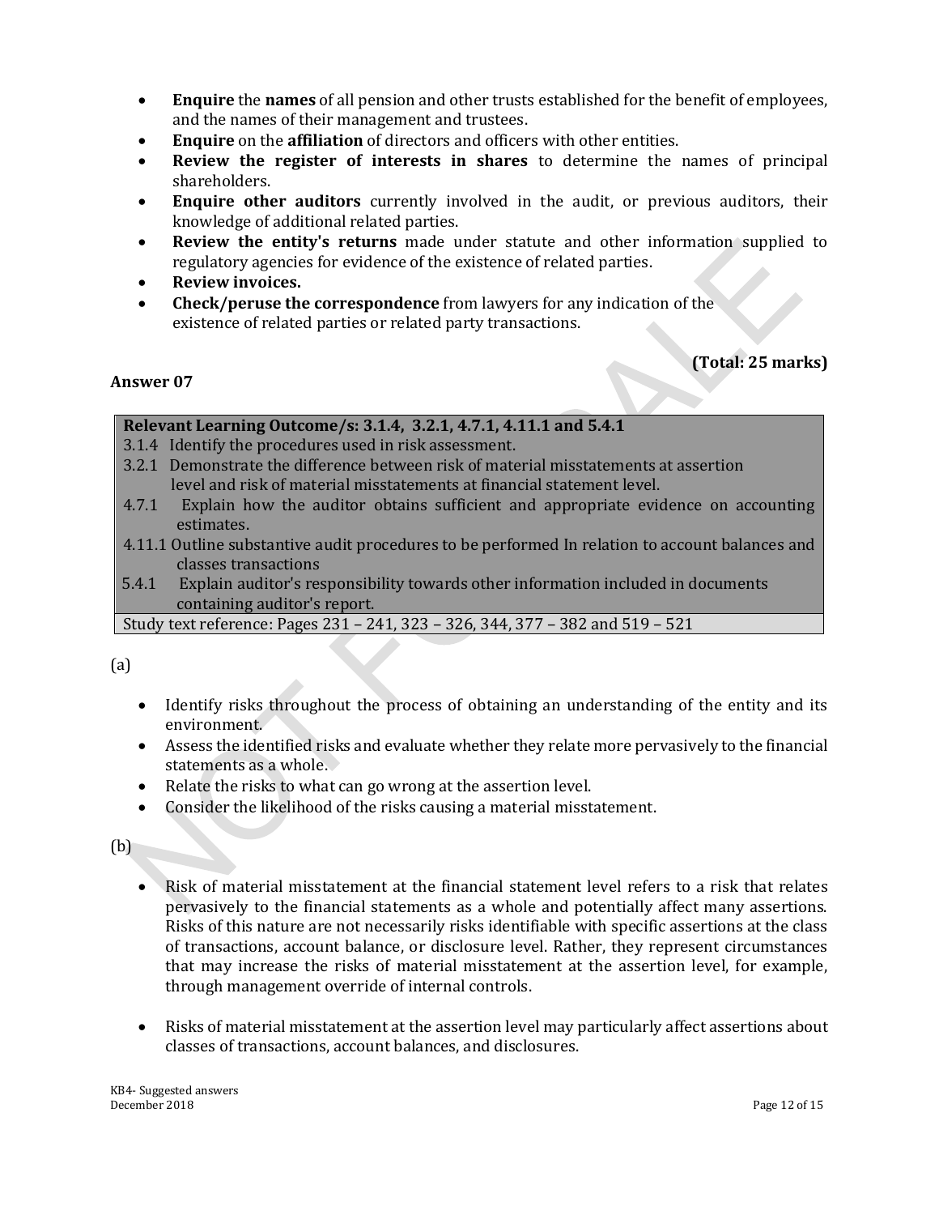- **Enquire** the **names** of all pension and other trusts established for the benefit of employees, and the names of their management and trustees.
- **Enquire** on the **affiliation** of directors and officers with other entities.
- **Review the register of interests in shares** to determine the names of principal shareholders.
- **Enquire other auditors** currently involved in the audit, or previous auditors, their knowledge of additional related parties.
- **Review the entity's returns** made under statute and other information supplied to regulatory agencies for evidence of the existence of related parties.
- **Review invoices.**
- **Check/peruse the correspondence** from lawyers for any indication of the existence of related parties or related party transactions.

**(Total: 25 marks)**

**Answer 07**

| **Relevant Learning Outcome/s: 3.1.4, 3.2.1, 4.7.1, 4.11.1 and 5.4.1** |
|---|
| 3.1.4 Identify the procedures used in risk assessment.<br>3.2.1 Demonstrate the difference between risk of material misstatements at assertion level and risk of material misstatements at financial statement level.<br>4.7.1 Explain how the auditor obtains sufficient and appropriate evidence on accounting estimates.<br>4.11.1 Outline substantive audit procedures to be performed In relation to account balances and classes transactions<br>5.4.1 Explain auditor's responsibility towards other information included in documents containing auditor's report. |
| Study text reference: Pages 231 – 241, 323 – 326, 344, 377 – 382 and 519 – 521 |

(a)

- Identify risks throughout the process of obtaining an understanding of the entity and its environment.
- Assess the identified risks and evaluate whether they relate more pervasively to the financial statements as a whole.
- Relate the risks to what can go wrong at the assertion level.
- Consider the likelihood of the risks causing a material misstatement.

(b)

- Risk of material misstatement at the financial statement level refers to a risk that relates pervasively to the financial statements as a whole and potentially affect many assertions. Risks of this nature are not necessarily risks identifiable with specific assertions at the class of transactions, account balance, or disclosure level. Rather, they represent circumstances that may increase the risks of material misstatement at the assertion level, for example, through management override of internal controls.

- Risks of material misstatement at the assertion level may particularly affect assertions about classes of transactions, account balances, and disclosures.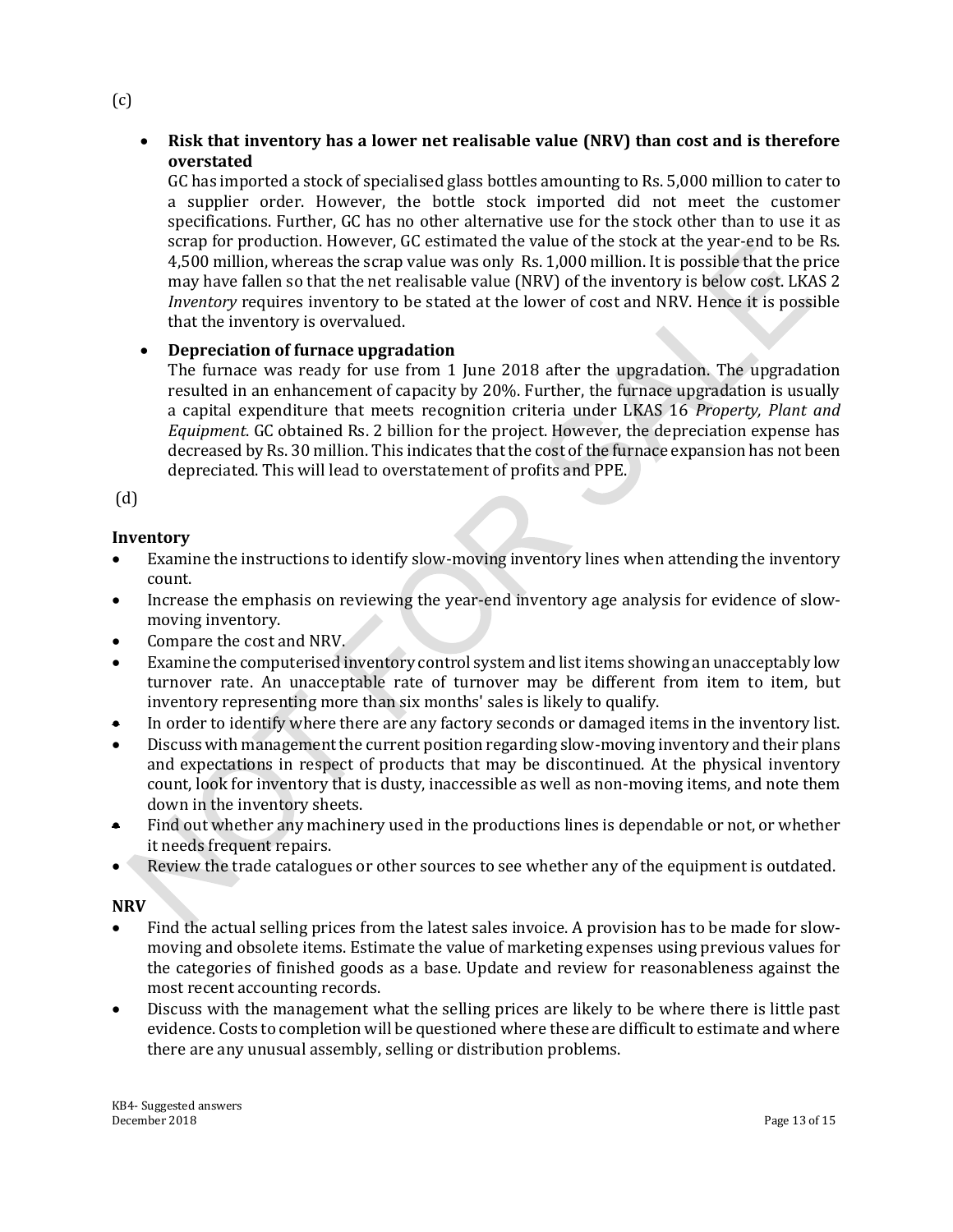(c)

- **Risk that inventory has a lower net realisable value (NRV) than cost and is therefore overstated**

  GC has imported a stock of specialised glass bottles amounting to Rs. 5,000 million to cater to a supplier order. However, the bottle stock imported did not meet the customer specifications. Further, GC has no other alternative use for the stock other than to use it as scrap for production. However, GC estimated the value of the stock at the year-end to be Rs. 4,500 million, whereas the scrap value was only Rs. 1,000 million. It is possible that the price may have fallen so that the net realisable value (NRV) of the inventory is below cost. LKAS 2 *Inventory* requires inventory to be stated at the lower of cost and NRV. Hence it is possible that the inventory is overvalued.

- **Depreciation of furnace upgradation**

  The furnace was ready for use from 1 June 2018 after the upgradation. The upgradation resulted in an enhancement of capacity by 20%. Further, the furnace upgradation is usually a capital expenditure that meets recognition criteria under LKAS 16 *Property, Plant and Equipment*. GC obtained Rs. 2 billion for the project. However, the depreciation expense has decreased by Rs. 30 million. This indicates that the cost of the furnace expansion has not been depreciated. This will lead to overstatement of profits and PPE.

(d)

**Inventory**

- Examine the instructions to identify slow-moving inventory lines when attending the inventory count.
- Increase the emphasis on reviewing the year-end inventory age analysis for evidence of slow-moving inventory.
- Compare the cost and NRV.
- Examine the computerised inventory control system and list items showing an unacceptably low turnover rate. An unacceptable rate of turnover may be different from item to item, but inventory representing more than six months' sales is likely to qualify.
- In order to identify where there are any factory seconds or damaged items in the inventory list.
- Discuss with management the current position regarding slow-moving inventory and their plans and expectations in respect of products that may be discontinued. At the physical inventory count, look for inventory that is dusty, inaccessible as well as non-moving items, and note them down in the inventory sheets.
- Find out whether any machinery used in the productions lines is dependable or not, or whether it needs frequent repairs.
- Review the trade catalogues or other sources to see whether any of the equipment is outdated.

**NRV**

- Find the actual selling prices from the latest sales invoice. A provision has to be made for slow-moving and obsolete items. Estimate the value of marketing expenses using previous values for the categories of finished goods as a base. Update and review for reasonableness against the most recent accounting records.
- Discuss with the management what the selling prices are likely to be where there is little past evidence. Costs to completion will be questioned where these are difficult to estimate and where there are any unusual assembly, selling or distribution problems.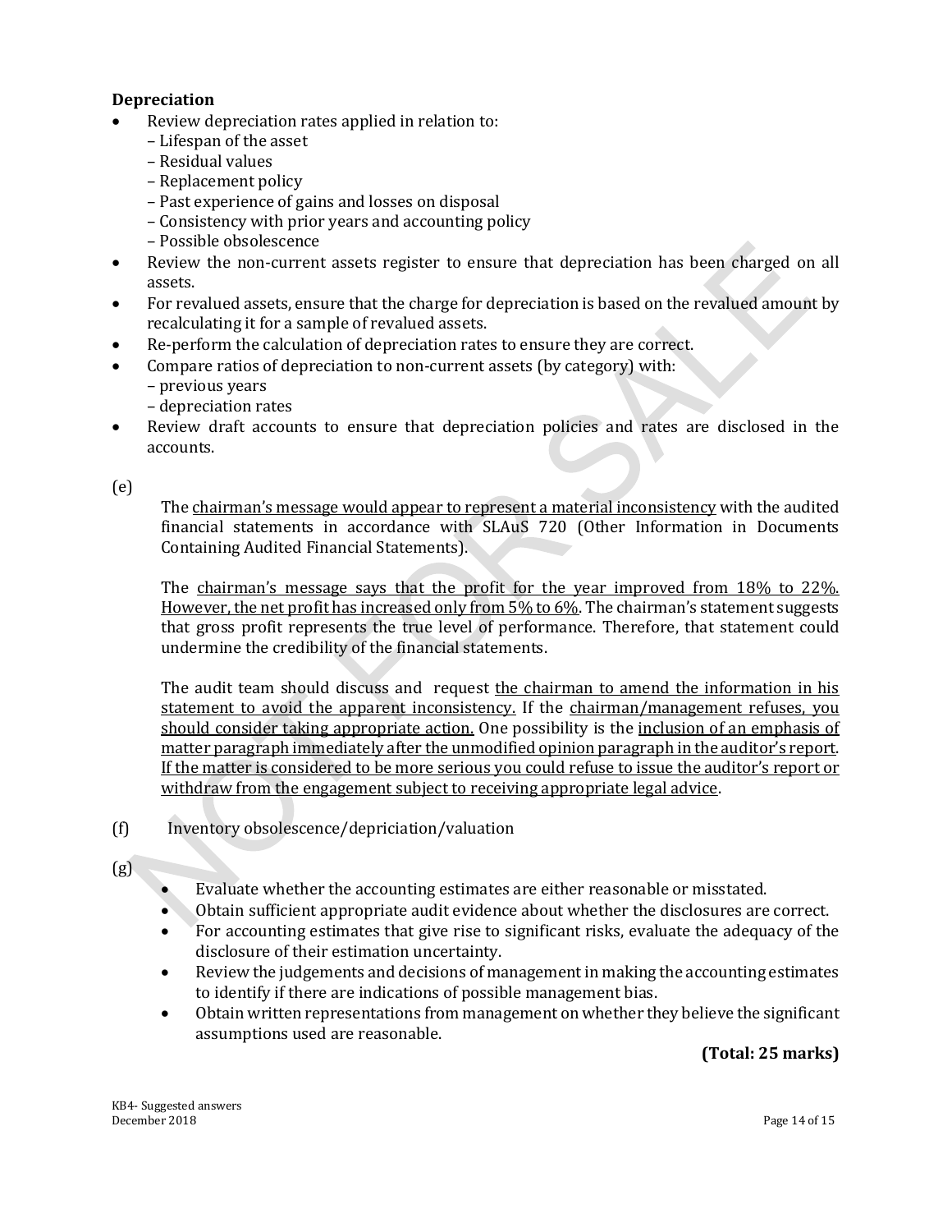**Depreciation**

- Review depreciation rates applied in relation to:
  - – Lifespan of the asset
  - – Residual values
  - – Replacement policy
  - – Past experience of gains and losses on disposal
  - – Consistency with prior years and accounting policy
  - – Possible obsolescence
- Review the non-current assets register to ensure that depreciation has been charged on all assets.
- For revalued assets, ensure that the charge for depreciation is based on the revalued amount by recalculating it for a sample of revalued assets.
- Re-perform the calculation of depreciation rates to ensure they are correct.
- Compare ratios of depreciation to non-current assets (by category) with:
  - – previous years
  - – depreciation rates
- Review draft accounts to ensure that depreciation policies and rates are disclosed in the accounts.

(e)

The <u>chairman's message would appear to represent a material inconsistency</u> with the audited financial statements in accordance with SLAuS 720 (Other Information in Documents Containing Audited Financial Statements).

The <u>chairman's message says that the profit for the year improved from 18% to 22%. However, the net profit has increased only from 5% to 6%</u>. The chairman's statement suggests that gross profit represents the true level of performance. Therefore, that statement could undermine the credibility of the financial statements.

The audit team should discuss and request <u>the chairman to amend the information in his statement to avoid the apparent inconsistency.</u> If the <u>chairman/management refuses, you should consider taking appropriate action.</u> One possibility is the <u>inclusion of an emphasis of matter paragraph immediately after the unmodified opinion paragraph in the auditor's report</u>. <u>If the matter is considered to be more serious you could refuse to issue the auditor's report or withdraw from the engagement subject to receiving appropriate legal advice</u>.

(f) Inventory obsolescence/depriciation/valuation

(g)

- Evaluate whether the accounting estimates are either reasonable or misstated.
- Obtain sufficient appropriate audit evidence about whether the disclosures are correct.
- For accounting estimates that give rise to significant risks, evaluate the adequacy of the disclosure of their estimation uncertainty.
- Review the judgements and decisions of management in making the accounting estimates to identify if there are indications of possible management bias.
- Obtain written representations from management on whether they believe the significant assumptions used are reasonable.

**(Total: 25 marks)**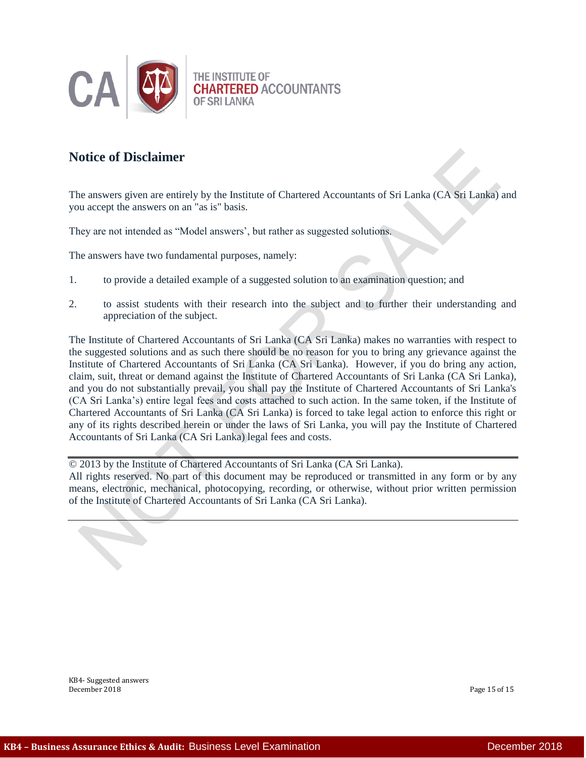THE INSTITUTE OF
CHARTERED ACCOUNTANTS
OF SRI LANKA

## Notice of Disclaimer

The answers given are entirely by the Institute of Chartered Accountants of Sri Lanka (CA Sri Lanka) and you accept the answers on an "as is" basis.

They are not intended as "Model answers', but rather as suggested solutions.

The answers have two fundamental purposes, namely:

1. to provide a detailed example of a suggested solution to an examination question; and

2. to assist students with their research into the subject and to further their understanding and appreciation of the subject.

The Institute of Chartered Accountants of Sri Lanka (CA Sri Lanka) makes no warranties with respect to the suggested solutions and as such there should be no reason for you to bring any grievance against the Institute of Chartered Accountants of Sri Lanka (CA Sri Lanka). However, if you do bring any action, claim, suit, threat or demand against the Institute of Chartered Accountants of Sri Lanka (CA Sri Lanka), and you do not substantially prevail, you shall pay the Institute of Chartered Accountants of Sri Lanka's (CA Sri Lanka's) entire legal fees and costs attached to such action. In the same token, if the Institute of Chartered Accountants of Sri Lanka (CA Sri Lanka) is forced to take legal action to enforce this right or any of its rights described herein or under the laws of Sri Lanka, you will pay the Institute of Chartered Accountants of Sri Lanka (CA Sri Lanka) legal fees and costs.

---

© 2013 by the Institute of Chartered Accountants of Sri Lanka (CA Sri Lanka).
All rights reserved. No part of this document may be reproduced or transmitted in any form or by any means, electronic, mechanical, photocopying, recording, or otherwise, without prior written permission of the Institute of Chartered Accountants of Sri Lanka (CA Sri Lanka).

---